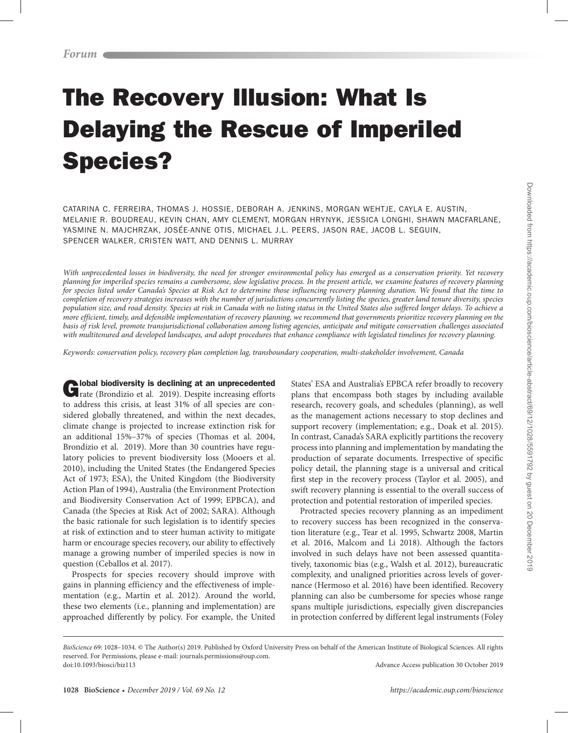Forum

# The Recovery Illusion: What Is Delaying the Rescue of Imperiled Species?

CATARINA C. FERREIRA, THOMAS J. HOSSIE, DEBORAH A. JENKINS, MORGAN WEHTJE, CAYLA E. AUSTIN, MELANIE R. BOUDREAU, KEVIN CHAN, AMY CLEMENT, MORGAN HRYNYK, JESSICA LONGHI, SHAWN MACFARLANE, YASMINE N. MAJCHRZAK, JOSÉE-ANNE OTIS, MICHAEL J.L. PEERS, JASON RAE, JACOB L. SEGUIN, SPENCER WALKER, CRISTEN WATT, AND DENNIS L. MURRAY

*With unprecedented losses in biodiversity, the need for stronger environmental policy has emerged as a conservation priority. Yet recovery planning for imperiled species remains a cumbersome, slow legislative process. In the present article, we examine features of recovery planning for species listed under Canada's Species at Risk Act to determine those influencing recovery planning duration. We found that the time to completion of recovery strategies increases with the number of jurisdictions concurrently listing the species, greater land tenure diversity, species population size, and road density. Species at risk in Canada with no listing status in the United States also suffered longer delays. To achieve a more efficient, timely, and defensible implementation of recovery planning, we recommend that governments prioritize recovery planning on the basis of risk level, promote transjurisdictional collaboration among listing agencies, anticipate and mitigate conservation challenges associated with multitenured and developed landscapes, and adopt procedures that enhance compliance with legislated timelines for recovery planning.*

*Keywords: conservation policy, recovery plan completion lag, transboundary cooperation, multi-stakeholder involvement, Canada*

**Global biodiversity is declining at an unprecedented** rate (Brondizio et al. 2019). Despite increasing efforts to address this crisis, at least 31% of all species are considered globally threatened, and within the next decades, climate change is projected to increase extinction risk for an additional 15%–37% of species (Thomas et al. 2004, Brondizio et al. 2019). More than 30 countries have regulatory policies to prevent biodiversity loss (Mooers et al. 2010), including the United States (the Endangered Species Act of 1973; ESA), the United Kingdom (the Biodiversity Action Plan of 1994), Australia (the Environment Protection and Biodiversity Conservation Act of 1999; EPBCA), and Canada (the Species at Risk Act of 2002; SARA). Although the basic rationale for such legislation is to identify species at risk of extinction and to steer human activity to mitigate harm or encourage species recovery, our ability to effectively manage a growing number of imperiled species is now in question (Ceballos et al. 2017).

Prospects for species recovery should improve with gains in planning efficiency and the effectiveness of implementation (e.g., Martin et al. 2012). Around the world, these two elements (i.e., planning and implementation) are approached differently by policy. For example, the United States' ESA and Australia's EPBCA refer broadly to recovery plans that encompass both stages by including available research, recovery goals, and schedules (planning), as well as the management actions necessary to stop declines and support recovery (implementation; e.g., Doak et al. 2015). In contrast, Canada's SARA explicitly partitions the recovery process into planning and implementation by mandating the production of separate documents. Irrespective of specific policy detail, the planning stage is a universal and critical first step in the recovery process (Taylor et al. 2005), and swift recovery planning is essential to the overall success of protection and potential restoration of imperiled species.

Protracted species recovery planning as an impediment to recovery success has been recognized in the conservation literature (e.g., Tear et al. 1995, Schwartz 2008, Martin et al. 2016, Malcom and Li 2018). Although the factors involved in such delays have not been assessed quantitatively, taxonomic bias (e.g., Walsh et al. 2012), bureaucratic complexity, and unaligned priorities across levels of governance (Hermoso et al. 2016) have been identified. Recovery planning can also be cumbersome for species whose range spans multiple jurisdictions, especially given discrepancies in protection conferred by different legal instruments (Foley

*BioScience* 69: 1028–1034. © The Author(s) 2019. Published by Oxford University Press on behalf of the American Institute of Biological Sciences. All rights reserved. For Permissions, please e-mail: journals.permissions@oup.com.
doi:10.1093/biosci/biz113 Advance Access publication 30 October 2019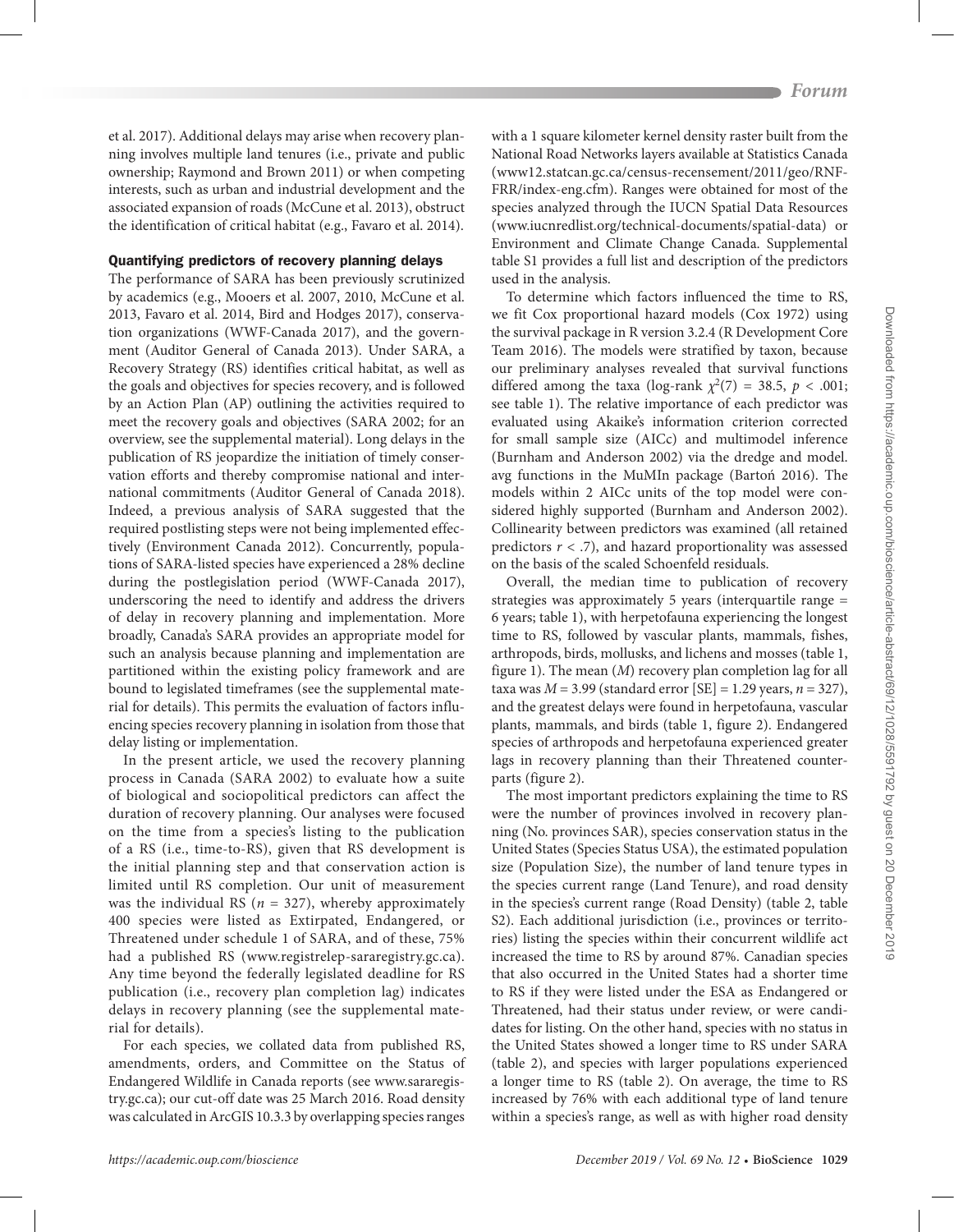et al. 2017). Additional delays may arise when recovery planning involves multiple land tenures (i.e., private and public ownership; Raymond and Brown 2011) or when competing interests, such as urban and industrial development and the associated expansion of roads (McCune et al. 2013), obstruct the identification of critical habitat (e.g., Favaro et al. 2014).

## Quantifying predictors of recovery planning delays

The performance of SARA has been previously scrutinized by academics (e.g., Mooers et al. 2007, 2010, McCune et al. 2013, Favaro et al. 2014, Bird and Hodges 2017), conservation organizations (WWF-Canada 2017), and the government (Auditor General of Canada 2013). Under SARA, a Recovery Strategy (RS) identifies critical habitat, as well as the goals and objectives for species recovery, and is followed by an Action Plan (AP) outlining the activities required to meet the recovery goals and objectives (SARA 2002; for an overview, see the supplemental material). Long delays in the publication of RS jeopardize the initiation of timely conservation efforts and thereby compromise national and international commitments (Auditor General of Canada 2018). Indeed, a previous analysis of SARA suggested that the required postlisting steps were not being implemented effectively (Environment Canada 2012). Concurrently, populations of SARA-listed species have experienced a 28% decline during the postlegislation period (WWF-Canada 2017), underscoring the need to identify and address the drivers of delay in recovery planning and implementation. More broadly, Canada's SARA provides an appropriate model for such an analysis because planning and implementation are partitioned within the existing policy framework and are bound to legislated timeframes (see the supplemental material for details). This permits the evaluation of factors influencing species recovery planning in isolation from those that delay listing or implementation.

In the present article, we used the recovery planning process in Canada (SARA 2002) to evaluate how a suite of biological and sociopolitical predictors can affect the duration of recovery planning. Our analyses were focused on the time from a species's listing to the publication of a RS (i.e., time-to-RS), given that RS development is the initial planning step and that conservation action is limited until RS completion. Our unit of measurement was the individual RS ($n$ = 327), whereby approximately 400 species were listed as Extirpated, Endangered, or Threatened under schedule 1 of SARA, and of these, 75% had a published RS (www.registrelep-sararegistry.gc.ca). Any time beyond the federally legislated deadline for RS publication (i.e., recovery plan completion lag) indicates delays in recovery planning (see the supplemental material for details).

For each species, we collated data from published RS, amendments, orders, and Committee on the Status of Endangered Wildlife in Canada reports (see www.sararegistry.gc.ca); our cut-off date was 25 March 2016. Road density was calculated in ArcGIS 10.3.3 by overlapping species ranges with a 1 square kilometer kernel density raster built from the National Road Networks layers available at Statistics Canada (www12.statcan.gc.ca/census-recensement/2011/geo/RNF-FRR/index-eng.cfm). Ranges were obtained for most of the species analyzed through the IUCN Spatial Data Resources (www.iucnredlist.org/technical-documents/spatial-data) or Environment and Climate Change Canada. Supplemental table S1 provides a full list and description of the predictors used in the analysis.

To determine which factors influenced the time to RS, we fit Cox proportional hazard models (Cox 1972) using the survival package in R version 3.2.4 (R Development Core Team 2016). The models were stratified by taxon, because our preliminary analyses revealed that survival functions differed among the taxa (log-rank $\chi^2(7)$ = 38.5, $p < .001$; see table 1). The relative importance of each predictor was evaluated using Akaike's information criterion corrected for small sample size (AICc) and multimodel inference (Burnham and Anderson 2002) via the dredge and model.avg functions in the MuMIn package (Bartoń 2016). The models within 2 AICc units of the top model were considered highly supported (Burnham and Anderson 2002). Collinearity between predictors was examined (all retained predictors $r < .7$), and hazard proportionality was assessed on the basis of the scaled Schoenfeld residuals.

Overall, the median time to publication of recovery strategies was approximately 5 years (interquartile range = 6 years; table 1), with herpetofauna experiencing the longest time to RS, followed by vascular plants, mammals, fishes, arthropods, birds, mollusks, and lichens and mosses (table 1, figure 1). The mean ($M$) recovery plan completion lag for all taxa was $M$ = 3.99 (standard error [SE] = 1.29 years, $n$ = 327), and the greatest delays were found in herpetofauna, vascular plants, mammals, and birds (table 1, figure 2). Endangered species of arthropods and herpetofauna experienced greater lags in recovery planning than their Threatened counterparts (figure 2).

The most important predictors explaining the time to RS were the number of provinces involved in recovery planning (No. provinces SAR), species conservation status in the United States (Species Status USA), the estimated population size (Population Size), the number of land tenure types in the species current range (Land Tenure), and road density in the species's current range (Road Density) (table 2, table S2). Each additional jurisdiction (i.e., provinces or territories) listing the species within their concurrent wildlife act increased the time to RS by around 87%. Canadian species that also occurred in the United States had a shorter time to RS if they were listed under the ESA as Endangered or Threatened, had their status under review, or were candidates for listing. On the other hand, species with no status in the United States showed a longer time to RS under SARA (table 2), and species with larger populations experienced a longer time to RS (table 2). On average, the time to RS increased by 76% with each additional type of land tenure within a species's range, as well as with higher road density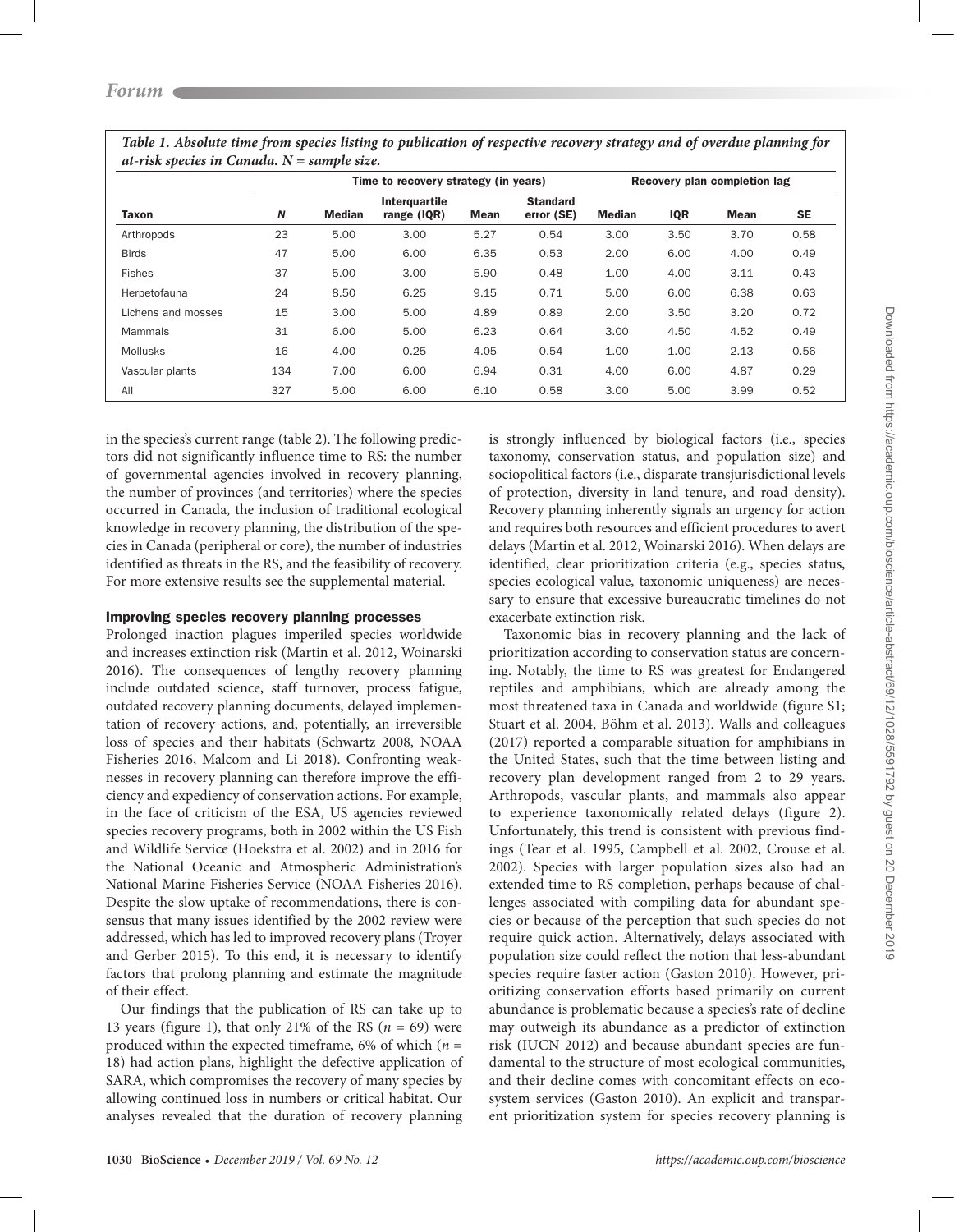*Table 1. Absolute time from species listing to publication of respective recovery strategy and of overdue planning for at-risk species in Canada. N = sample size.*

| | | Time to recovery strategy (in years) | | | | Recovery plan completion lag | | | |
|---|---|---|---|---|---|---|---|---|---|
| Taxon | *N* | Median | Interquartile range (IQR) | Mean | Standard error (SE) | Median | IQR | Mean | SE |
| Arthropods | 23 | 5.00 | 3.00 | 5.27 | 0.54 | 3.00 | 3.50 | 3.70 | 0.58 |
| Birds | 47 | 5.00 | 6.00 | 6.35 | 0.53 | 2.00 | 6.00 | 4.00 | 0.49 |
| Fishes | 37 | 5.00 | 3.00 | 5.90 | 0.48 | 1.00 | 4.00 | 3.11 | 0.43 |
| Herpetofauna | 24 | 8.50 | 6.25 | 9.15 | 0.71 | 5.00 | 6.00 | 6.38 | 0.63 |
| Lichens and mosses | 15 | 3.00 | 5.00 | 4.89 | 0.89 | 2.00 | 3.50 | 3.20 | 0.72 |
| Mammals | 31 | 6.00 | 5.00 | 6.23 | 0.64 | 3.00 | 4.50 | 4.52 | 0.49 |
| Mollusks | 16 | 4.00 | 0.25 | 4.05 | 0.54 | 1.00 | 1.00 | 2.13 | 0.56 |
| Vascular plants | 134 | 7.00 | 6.00 | 6.94 | 0.31 | 4.00 | 6.00 | 4.87 | 0.29 |
| All | 327 | 5.00 | 6.00 | 6.10 | 0.58 | 3.00 | 5.00 | 3.99 | 0.52 |

in the species's current range (table 2). The following predictors did not significantly influence time to RS: the number of governmental agencies involved in recovery planning, the number of provinces (and territories) where the species occurred in Canada, the inclusion of traditional ecological knowledge in recovery planning, the distribution of the species in Canada (peripheral or core), the number of industries identified as threats in the RS, and the feasibility of recovery. For more extensive results see the supplemental material.

## Improving species recovery planning processes

Prolonged inaction plagues imperiled species worldwide and increases extinction risk (Martin et al. 2012, Woinarski 2016). The consequences of lengthy recovery planning include outdated science, staff turnover, process fatigue, outdated recovery planning documents, delayed implementation of recovery actions, and, potentially, an irreversible loss of species and their habitats (Schwartz 2008, NOAA Fisheries 2016, Malcom and Li 2018). Confronting weaknesses in recovery planning can therefore improve the efficiency and expediency of conservation actions. For example, in the face of criticism of the ESA, US agencies reviewed species recovery programs, both in 2002 within the US Fish and Wildlife Service (Hoekstra et al. 2002) and in 2016 for the National Oceanic and Atmospheric Administration's National Marine Fisheries Service (NOAA Fisheries 2016). Despite the slow uptake of recommendations, there is consensus that many issues identified by the 2002 review were addressed, which has led to improved recovery plans (Troyer and Gerber 2015). To this end, it is necessary to identify factors that prolong planning and estimate the magnitude of their effect.

Our findings that the publication of RS can take up to 13 years (figure 1), that only 21% of the RS ($n$ = 69) were produced within the expected timeframe, 6% of which ($n$ = 18) had action plans, highlight the defective application of SARA, which compromises the recovery of many species by allowing continued loss in numbers or critical habitat. Our analyses revealed that the duration of recovery planning is strongly influenced by biological factors (i.e., species taxonomy, conservation status, and population size) and sociopolitical factors (i.e., disparate transjurisdictional levels of protection, diversity in land tenure, and road density). Recovery planning inherently signals an urgency for action and requires both resources and efficient procedures to avert delays (Martin et al. 2012, Woinarski 2016). When delays are identified, clear prioritization criteria (e.g., species status, species ecological value, taxonomic uniqueness) are necessary to ensure that excessive bureaucratic timelines do not exacerbate extinction risk.

Taxonomic bias in recovery planning and the lack of prioritization according to conservation status are concerning. Notably, the time to RS was greatest for Endangered reptiles and amphibians, which are already among the most threatened taxa in Canada and worldwide (figure S1; Stuart et al. 2004, Böhm et al. 2013). Walls and colleagues (2017) reported a comparable situation for amphibians in the United States, such that the time between listing and recovery plan development ranged from 2 to 29 years. Arthropods, vascular plants, and mammals also appear to experience taxonomically related delays (figure 2). Unfortunately, this trend is consistent with previous findings (Tear et al. 1995, Campbell et al. 2002, Crouse et al. 2002). Species with larger population sizes also had an extended time to RS completion, perhaps because of challenges associated with compiling data for abundant species or because of the perception that such species do not require quick action. Alternatively, delays associated with population size could reflect the notion that less-abundant species require faster action (Gaston 2010). However, prioritizing conservation efforts based primarily on current abundance is problematic because a species's rate of decline may outweigh its abundance as a predictor of extinction risk (IUCN 2012) and because abundant species are fundamental to the structure of most ecological communities, and their decline comes with concomitant effects on ecosystem services (Gaston 2010). An explicit and transparent prioritization system for species recovery planning is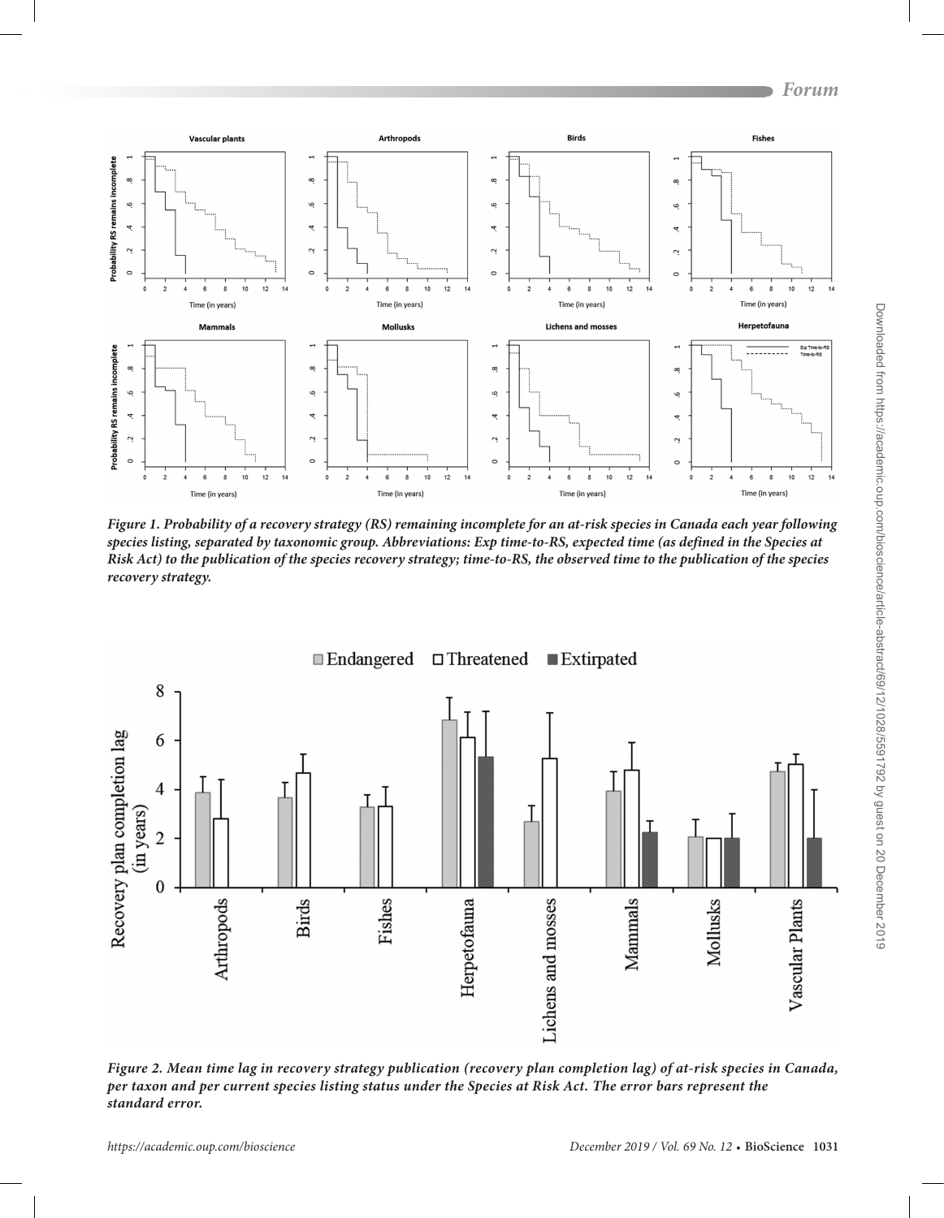*Figure 1. Probability of a recovery strategy (RS) remaining incomplete for an at-risk species in Canada each year following species listing, separated by taxonomic group. Abbreviations: Exp time-to-RS, expected time (as defined in the Species at Risk Act) to the publication of the species recovery strategy; time-to-RS, the observed time to the publication of the species recovery strategy.*

*Figure 2. Mean time lag in recovery strategy publication (recovery plan completion lag) of at-risk species in Canada, per taxon and per current species listing status under the Species at Risk Act. The error bars represent the standard error.*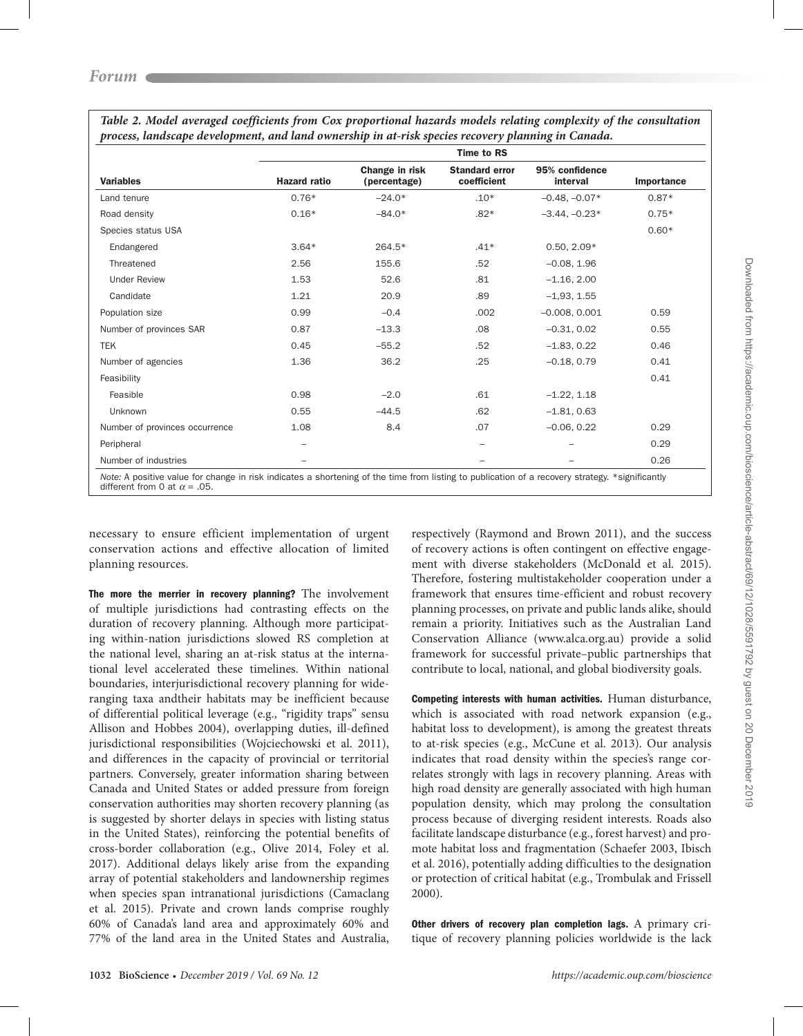*Table 2. Model averaged coefficients from Cox proportional hazards models relating complexity of the consultation process, landscape development, and land ownership in at-risk species recovery planning in Canada.*

| Variables | Time to RS | | | | |
|---|---|---|---|---|---|
| | Hazard ratio | Change in risk (percentage) | Standard error coefficient | 95% confidence interval | Importance |
| Land tenure | 0.76* | −24.0* | .10* | −0.48, −0.07* | 0.87* |
| Road density | 0.16* | −84.0* | .82* | −3.44, −0.23* | 0.75* |
| Species status USA | | | | | 0.60* |
| Endangered | 3.64* | 264.5* | .41* | 0.50, 2.09* | |
| Threatened | 2.56 | 155.6 | .52 | −0.08, 1.96 | |
| Under Review | 1.53 | 52.6 | .81 | −1.16, 2.00 | |
| Candidate | 1.21 | 20.9 | .89 | −1,93, 1.55 | |
| Population size | 0.99 | −0.4 | .002 | −0.008, 0.001 | 0.59 |
| Number of provinces SAR | 0.87 | −13.3 | .08 | −0.31, 0.02 | 0.55 |
| TEK | 0.45 | −55.2 | .52 | −1.83, 0.22 | 0.46 |
| Number of agencies | 1.36 | 36.2 | .25 | −0.18, 0.79 | 0.41 |
| Feasibility | | | | | 0.41 |
| Feasible | 0.98 | −2.0 | .61 | −1.22, 1.18 | |
| Unknown | 0.55 | −44.5 | .62 | −1.81, 0.63 | |
| Number of provinces occurrence | 1.08 | 8.4 | .07 | −0.06, 0.22 | 0.29 |
| Peripheral | – | | – | – | 0.29 |
| Number of industries | – | | – | – | 0.26 |

*Note:* A positive value for change in risk indicates a shortening of the time from listing to publication of a recovery strategy. *significantly different from 0 at $\alpha = .05$.

necessary to ensure efficient implementation of urgent conservation actions and effective allocation of limited planning resources.

**The more the merrier in recovery planning?** The involvement of multiple jurisdictions had contrasting effects on the duration of recovery planning. Although more participating within-nation jurisdictions slowed RS completion at the national level, sharing an at-risk status at the international level accelerated these timelines. Within national boundaries, interjurisdictional recovery planning for wide-ranging taxa andtheir habitats may be inefficient because of differential political leverage (e.g., "rigidity traps" sensu Allison and Hobbes 2004), overlapping duties, ill-defined jurisdictional responsibilities (Wojciechowski et al. 2011), and differences in the capacity of provincial or territorial partners. Conversely, greater information sharing between Canada and United States or added pressure from foreign conservation authorities may shorten recovery planning (as is suggested by shorter delays in species with listing status in the United States), reinforcing the potential benefits of cross-border collaboration (e.g., Olive 2014, Foley et al. 2017). Additional delays likely arise from the expanding array of potential stakeholders and landownership regimes when species span intranational jurisdictions (Camaclang et al. 2015). Private and crown lands comprise roughly 60% of Canada's land area and approximately 60% and 77% of the land area in the United States and Australia, respectively (Raymond and Brown 2011), and the success of recovery actions is often contingent on effective engagement with diverse stakeholders (McDonald et al. 2015). Therefore, fostering multistakeholder cooperation under a framework that ensures time-efficient and robust recovery planning processes, on private and public lands alike, should remain a priority. Initiatives such as the Australian Land Conservation Alliance (www.alca.org.au) provide a solid framework for successful private–public partnerships that contribute to local, national, and global biodiversity goals.

**Competing interests with human activities.** Human disturbance, which is associated with road network expansion (e.g., habitat loss to development), is among the greatest threats to at-risk species (e.g., McCune et al. 2013). Our analysis indicates that road density within the species's range correlates strongly with lags in recovery planning. Areas with high road density are generally associated with high human population density, which may prolong the consultation process because of diverging resident interests. Roads also facilitate landscape disturbance (e.g., forest harvest) and promote habitat loss and fragmentation (Schaefer 2003, Ibisch et al. 2016), potentially adding difficulties to the designation or protection of critical habitat (e.g., Trombulak and Frissell 2000).

**Other drivers of recovery plan completion lags.** A primary critique of recovery planning policies worldwide is the lack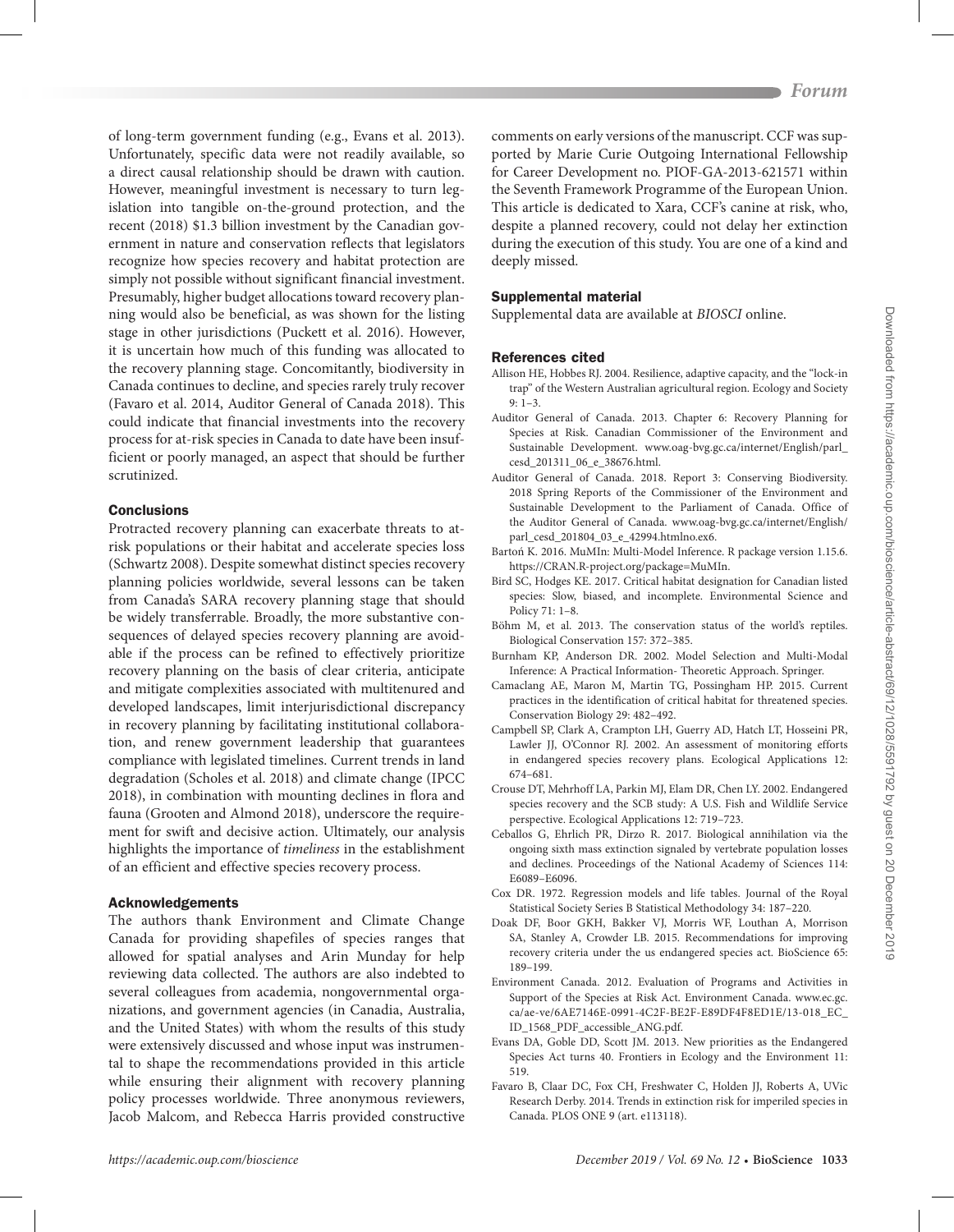of long-term government funding (e.g., Evans et al. 2013). Unfortunately, specific data were not readily available, so a direct causal relationship should be drawn with caution. However, meaningful investment is necessary to turn legislation into tangible on-the-ground protection, and the recent (2018) $1.3 billion investment by the Canadian government in nature and conservation reflects that legislators recognize how species recovery and habitat protection are simply not possible without significant financial investment. Presumably, higher budget allocations toward recovery planning would also be beneficial, as was shown for the listing stage in other jurisdictions (Puckett et al. 2016). However, it is uncertain how much of this funding was allocated to the recovery planning stage. Concomitantly, biodiversity in Canada continues to decline, and species rarely truly recover (Favaro et al. 2014, Auditor General of Canada 2018). This could indicate that financial investments into the recovery process for at-risk species in Canada to date have been insufficient or poorly managed, an aspect that should be further scrutinized.

## Conclusions

Protracted recovery planning can exacerbate threats to at-risk populations or their habitat and accelerate species loss (Schwartz 2008). Despite somewhat distinct species recovery planning policies worldwide, several lessons can be taken from Canada's SARA recovery planning stage that should be widely transferrable. Broadly, the more substantive consequences of delayed species recovery planning are avoidable if the process can be refined to effectively prioritize recovery planning on the basis of clear criteria, anticipate and mitigate complexities associated with multitenured and developed landscapes, limit interjurisdictional discrepancy in recovery planning by facilitating institutional collaboration, and renew government leadership that guarantees compliance with legislated timelines. Current trends in land degradation (Scholes et al. 2018) and climate change (IPCC 2018), in combination with mounting declines in flora and fauna (Grooten and Almond 2018), underscore the requirement for swift and decisive action. Ultimately, our analysis highlights the importance of *timeliness* in the establishment of an efficient and effective species recovery process.

## Acknowledgements

The authors thank Environment and Climate Change Canada for providing shapefiles of species ranges that allowed for spatial analyses and Arin Munday for help reviewing data collected. The authors are also indebted to several colleagues from academia, nongovernmental organizations, and government agencies (in Canada, Australia, and the United States) with whom the results of this study were extensively discussed and whose input was instrumental to shape the recommendations provided in this article while ensuring their alignment with recovery planning policy processes worldwide. Three anonymous reviewers, Jacob Malcom, and Rebecca Harris provided constructive comments on early versions of the manuscript. CCF was supported by Marie Curie Outgoing International Fellowship for Career Development no. PIOF-GA-2013-621571 within the Seventh Framework Programme of the European Union. This article is dedicated to Xara, CCF's canine at risk, who, despite a planned recovery, could not delay her extinction during the execution of this study. You are one of a kind and deeply missed.

## Supplemental material

Supplemental data are available at *BIOSCI* online.

## References cited

Allison HE, Hobbes RJ. 2004. Resilience, adaptive capacity, and the "lock-in trap" of the Western Australian agricultural region. Ecology and Society 9: 1–3.

Auditor General of Canada. 2013. Chapter 6: Recovery Planning for Species at Risk. Canadian Commissioner of the Environment and Sustainable Development. www.oag-bvg.gc.ca/internet/English/parl_cesd_201311_06_e_38676.html.

Auditor General of Canada. 2018. Report 3: Conserving Biodiversity. 2018 Spring Reports of the Commissioner of the Environment and Sustainable Development to the Parliament of Canada. Office of the Auditor General of Canada. www.oag-bvg.gc.ca/internet/English/parl_cesd_201804_03_e_42994.htmlno.ex6.

Bartoń K. 2016. MuMIn: Multi-Model Inference. R package version 1.15.6. https://CRAN.R-project.org/package=MuMIn.

Bird SC, Hodges KE. 2017. Critical habitat designation for Canadian listed species: Slow, biased, and incomplete. Environmental Science and Policy 71: 1–8.

Böhm M, et al. 2013. The conservation status of the world's reptiles. Biological Conservation 157: 372–385.

Burnham KP, Anderson DR. 2002. Model Selection and Multi-Modal Inference: A Practical Information- Theoretic Approach. Springer.

Camaclang AE, Maron M, Martin TG, Possingham HP. 2015. Current practices in the identification of critical habitat for threatened species. Conservation Biology 29: 482–492.

Campbell SP, Clark A, Crampton LH, Guerry AD, Hatch LT, Hosseini PR, Lawler JJ, O'Connor RJ. 2002. An assessment of monitoring efforts in endangered species recovery plans. Ecological Applications 12: 674–681.

Crouse DT, Mehrhoff LA, Parkin MJ, Elam DR, Chen LY. 2002. Endangered species recovery and the SCB study: A U.S. Fish and Wildlife Service perspective. Ecological Applications 12: 719–723.

Ceballos G, Ehrlich PR, Dirzo R. 2017. Biological annihilation via the ongoing sixth mass extinction signaled by vertebrate population losses and declines. Proceedings of the National Academy of Sciences 114: E6089–E6096.

Cox DR. 1972. Regression models and life tables. Journal of the Royal Statistical Society Series B Statistical Methodology 34: 187–220.

Doak DF, Boor GKH, Bakker VJ, Morris WF, Louthan A, Morrison SA, Stanley A, Crowder LB. 2015. Recommendations for improving recovery criteria under the us endangered species act. BioScience 65: 189–199.

Environment Canada. 2012. Evaluation of Programs and Activities in Support of the Species at Risk Act. Environment Canada. www.ec.gc.ca/ae-ve/6AE7146E-0991-4C2F-BE2F-E89DF4F8ED1E/13-018_EC_ID_1568_PDF_accessible_ANG.pdf.

Evans DA, Goble DD, Scott JM. 2013. New priorities as the Endangered Species Act turns 40. Frontiers in Ecology and the Environment 11: 519.

Favaro B, Claar DC, Fox CH, Freshwater C, Holden JJ, Roberts A, UVic Research Derby. 2014. Trends in extinction risk for imperiled species in Canada. PLOS ONE 9 (art. e113118).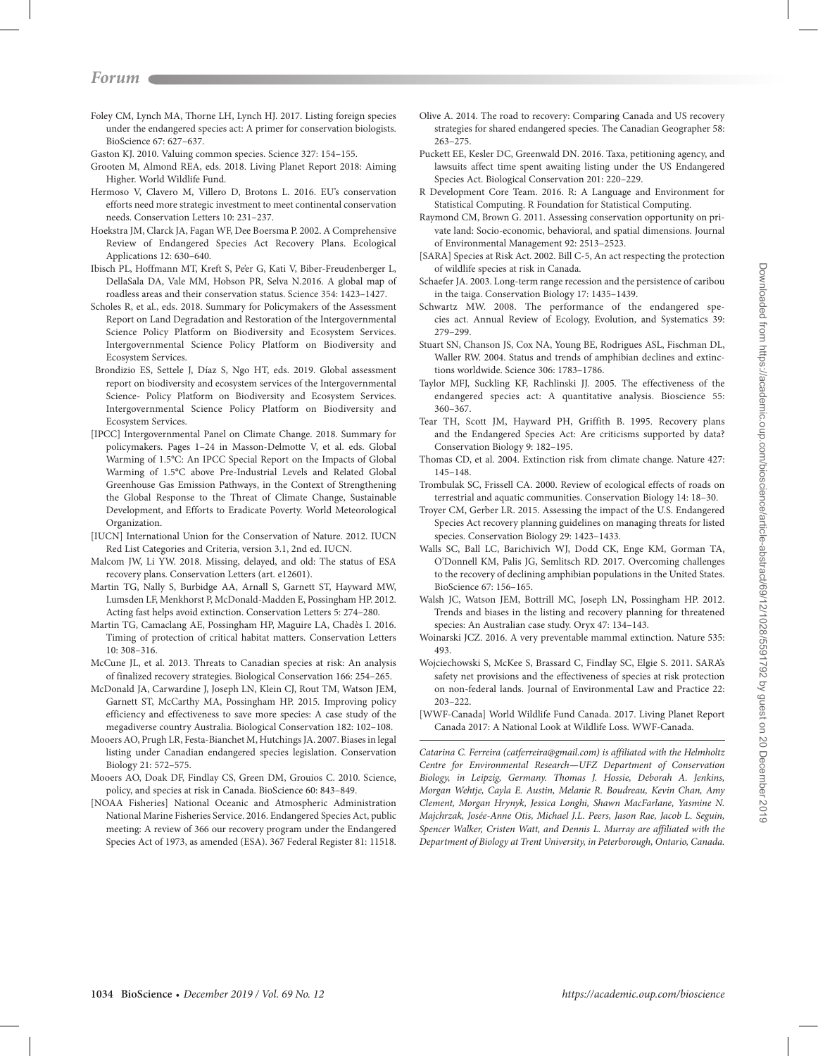Foley CM, Lynch MA, Thorne LH, Lynch HJ. 2017. Listing foreign species under the endangered species act: A primer for conservation biologists. BioScience 67: 627–637.

Gaston KJ. 2010. Valuing common species. Science 327: 154–155.

Grooten M, Almond REA, eds. 2018. Living Planet Report 2018: Aiming Higher. World Wildlife Fund.

Hermoso V, Clavero M, Villero D, Brotons L. 2016. EU's conservation efforts need more strategic investment to meet continental conservation needs. Conservation Letters 10: 231–237.

Hoekstra JM, Clarck JA, Fagan WF, Dee Boersma P. 2002. A Comprehensive Review of Endangered Species Act Recovery Plans. Ecological Applications 12: 630–640.

Ibisch PL, Hoffmann MT, Kreft S, Pe'er G, Kati V, Biber-Freudenberger L, DellaSala DA, Vale MM, Hobson PR, Selva N.2016. A global map of roadless areas and their conservation status. Science 354: 1423–1427.

Scholes R, et al., eds. 2018. Summary for Policymakers of the Assessment Report on Land Degradation and Restoration of the Intergovernmental Science Policy Platform on Biodiversity and Ecosystem Services. Intergovernmental Science Policy Platform on Biodiversity and Ecosystem Services.

Brondizio ES, Settele J, Díaz S, Ngo HT, eds. 2019. Global assessment report on biodiversity and ecosystem services of the Intergovernmental Science- Policy Platform on Biodiversity and Ecosystem Services. Intergovernmental Science Policy Platform on Biodiversity and Ecosystem Services.

[IPCC] Intergovernmental Panel on Climate Change. 2018. Summary for policymakers. Pages 1–24 in Masson-Delmotte V, et al. eds. Global Warming of 1.5°C: An IPCC Special Report on the Impacts of Global Warming of 1.5°C above Pre-Industrial Levels and Related Global Greenhouse Gas Emission Pathways, in the Context of Strengthening the Global Response to the Threat of Climate Change, Sustainable Development, and Efforts to Eradicate Poverty. World Meteorological Organization.

[IUCN] International Union for the Conservation of Nature. 2012. IUCN Red List Categories and Criteria, version 3.1, 2nd ed. IUCN.

Malcom JW, Li YW. 2018. Missing, delayed, and old: The status of ESA recovery plans. Conservation Letters (art. e12601).

Martin TG, Nally S, Burbidge AA, Arnall S, Garnett ST, Hayward MW, Lumsden LF, Menkhorst P, McDonald-Madden E, Possingham HP. 2012. Acting fast helps avoid extinction. Conservation Letters 5: 274–280.

Martin TG, Camaclang AE, Possingham HP, Maguire LA, Chadès I. 2016. Timing of protection of critical habitat matters. Conservation Letters 10: 308–316.

McCune JL, et al. 2013. Threats to Canadian species at risk: An analysis of finalized recovery strategies. Biological Conservation 166: 254–265.

McDonald JA, Carwardine J, Joseph LN, Klein CJ, Rout TM, Watson JEM, Garnett ST, McCarthy MA, Possingham HP. 2015. Improving policy efficiency and effectiveness to save more species: A case study of the megadiverse country Australia. Biological Conservation 182: 102–108.

Mooers AO, Prugh LR, Festa-Bianchet M, Hutchings JA. 2007. Biases in legal listing under Canadian endangered species legislation. Conservation Biology 21: 572–575.

Mooers AO, Doak DF, Findlay CS, Green DM, Grouios C. 2010. Science, policy, and species at risk in Canada. BioScience 60: 843–849.

[NOAA Fisheries] National Oceanic and Atmospheric Administration National Marine Fisheries Service. 2016. Endangered Species Act, public meeting: A review of 366 our recovery program under the Endangered Species Act of 1973, as amended (ESA). 367 Federal Register 81: 11518.

Olive A. 2014. The road to recovery: Comparing Canada and US recovery strategies for shared endangered species. The Canadian Geographer 58: 263–275.

Puckett EE, Kesler DC, Greenwald DN. 2016. Taxa, petitioning agency, and lawsuits affect time spent awaiting listing under the US Endangered Species Act. Biological Conservation 201: 220–229.

R Development Core Team. 2016. R: A Language and Environment for Statistical Computing. R Foundation for Statistical Computing.

Raymond CM, Brown G. 2011. Assessing conservation opportunity on private land: Socio-economic, behavioral, and spatial dimensions. Journal of Environmental Management 92: 2513–2523.

[SARA] Species at Risk Act. 2002. Bill C-5, An act respecting the protection of wildlife species at risk in Canada.

Schaefer JA. 2003. Long-term range recession and the persistence of caribou in the taiga. Conservation Biology 17: 1435–1439.

Schwartz MW. 2008. The performance of the endangered species act. Annual Review of Ecology, Evolution, and Systematics 39: 279–299.

Stuart SN, Chanson JS, Cox NA, Young BE, Rodrigues ASL, Fischman DL, Waller RW. 2004. Status and trends of amphibian declines and extinctions worldwide. Science 306: 1783–1786.

Taylor MFJ, Suckling KF, Rachlinski JJ. 2005. The effectiveness of the endangered species act: A quantitative analysis. Bioscience 55: 360–367.

Tear TH, Scott JM, Hayward PH, Griffith B. 1995. Recovery plans and the Endangered Species Act: Are criticisms supported by data? Conservation Biology 9: 182–195.

Thomas CD, et al. 2004. Extinction risk from climate change. Nature 427: 145–148.

Trombulak SC, Frissell CA. 2000. Review of ecological effects of roads on terrestrial and aquatic communities. Conservation Biology 14: 18–30.

Troyer CM, Gerber LR. 2015. Assessing the impact of the U.S. Endangered Species Act recovery planning guidelines on managing threats for listed species. Conservation Biology 29: 1423–1433.

Walls SC, Ball LC, Barichivich WJ, Dodd CK, Enge KM, Gorman TA, O'Donnell KM, Palis JG, Semlitsch RD. 2017. Overcoming challenges to the recovery of declining amphibian populations in the United States. BioScience 67: 156–165.

Walsh JC, Watson JEM, Bottrill MC, Joseph LN, Possingham HP. 2012. Trends and biases in the listing and recovery planning for threatened species: An Australian case study. Oryx 47: 134–143.

Woinarski JCZ. 2016. A very preventable mammal extinction. Nature 535: 493.

Wojciechowski S, McKee S, Brassard C, Findlay SC, Elgie S. 2011. SARA's safety net provisions and the effectiveness of species at risk protection on non-federal lands. Journal of Environmental Law and Practice 22: 203–222.

[WWF-Canada] World Wildlife Fund Canada. 2017. Living Planet Report Canada 2017: A National Look at Wildlife Loss. WWF-Canada.

---

*Catarina C. Ferreira (catferreira@gmail.com) is affiliated with the Helmholtz Centre for Environmental Research—UFZ Department of Conservation Biology, in Leipzig, Germany. Thomas J. Hossie, Deborah A. Jenkins, Morgan Wehtje, Cayla E. Austin, Melanie R. Boudreau, Kevin Chan, Amy Clement, Morgan Hrynyk, Jessica Longhi, Shawn MacFarlane, Yasmine N. Majchrzak, Josée-Anne Otis, Michael J.L. Peers, Jason Rae, Jacob L. Seguin, Spencer Walker, Cristen Watt, and Dennis L. Murray are affiliated with the Department of Biology at Trent University, in Peterborough, Ontario, Canada.*